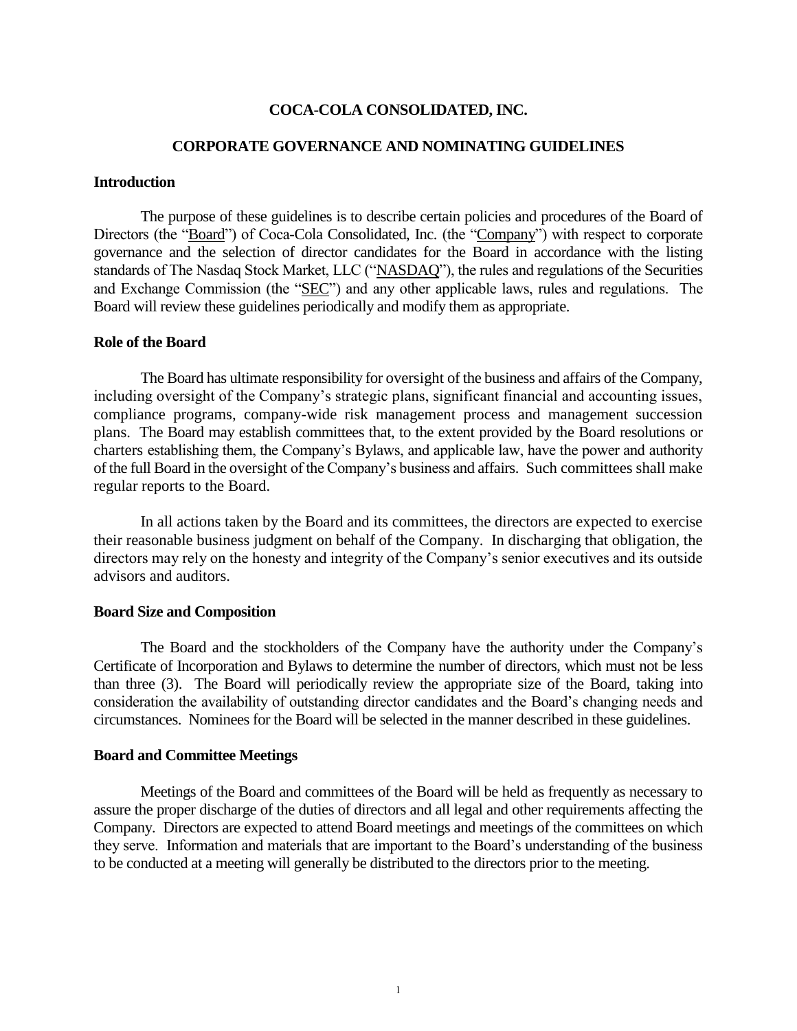# COCA-COLA CONSOLIDATED, INC.

## CORPORATE GOVERNANCE AND NOMINATING GUIDELINES

### Introduction

The purpose of these guidelines is to describe certain policies and procedures of the Board of Directors (the "Board") of Coca-Cola Consolidated, Inc. (the "Company") with respect to corporate governance and the selection of director candidates for the Board in accordance with the listing standards of The Nasdaq Stock Market, LLC ("NASDAQ"), the rules and regulations of the Securities and Exchange Commission (the "SEC") and any other applicable laws, rules and regulations. The Board will review these guidelines periodically and modify them as appropriate.

### Role of the Board

The Board has ultimate responsibility for oversight of the business and affairs of the Company, including oversight of the Company's strategic plans, significant financial and accounting issues, compliance programs, company-wide risk management process and management succession plans. The Board may establish committees that, to the extent provided by the Board resolutions or charters establishing them, the Company's Bylaws, and applicable law, have the power and authority of the full Board in the oversight of the Company's business and affairs. Such committees shall make regular reports to the Board.

In all actions taken by the Board and its committees, the directors are expected to exercise their reasonable business judgment on behalf of the Company. In discharging that obligation, the directors may rely on the honesty and integrity of the Company's senior executives and its outside advisors and auditors.

### Board Size and Composition

The Board and the stockholders of the Company have the authority under the Company's Certificate of Incorporation and Bylaws to determine the number of directors, which must not be less than three (3). The Board will periodically review the appropriate size of the Board, taking into consideration the availability of outstanding director candidates and the Board's changing needs and circumstances. Nominees for the Board will be selected in the manner described in these guidelines.

### Board and Committee Meetings

Meetings of the Board and committees of the Board will be held as frequently as necessary to assure the proper discharge of the duties of directors and all legal and other requirements affecting the Company. Directors are expected to attend Board meetings and meetings of the committees on which they serve. Information and materials that are important to the Board's understanding of the business to be conducted at a meeting will generally be distributed to the directors prior to the meeting.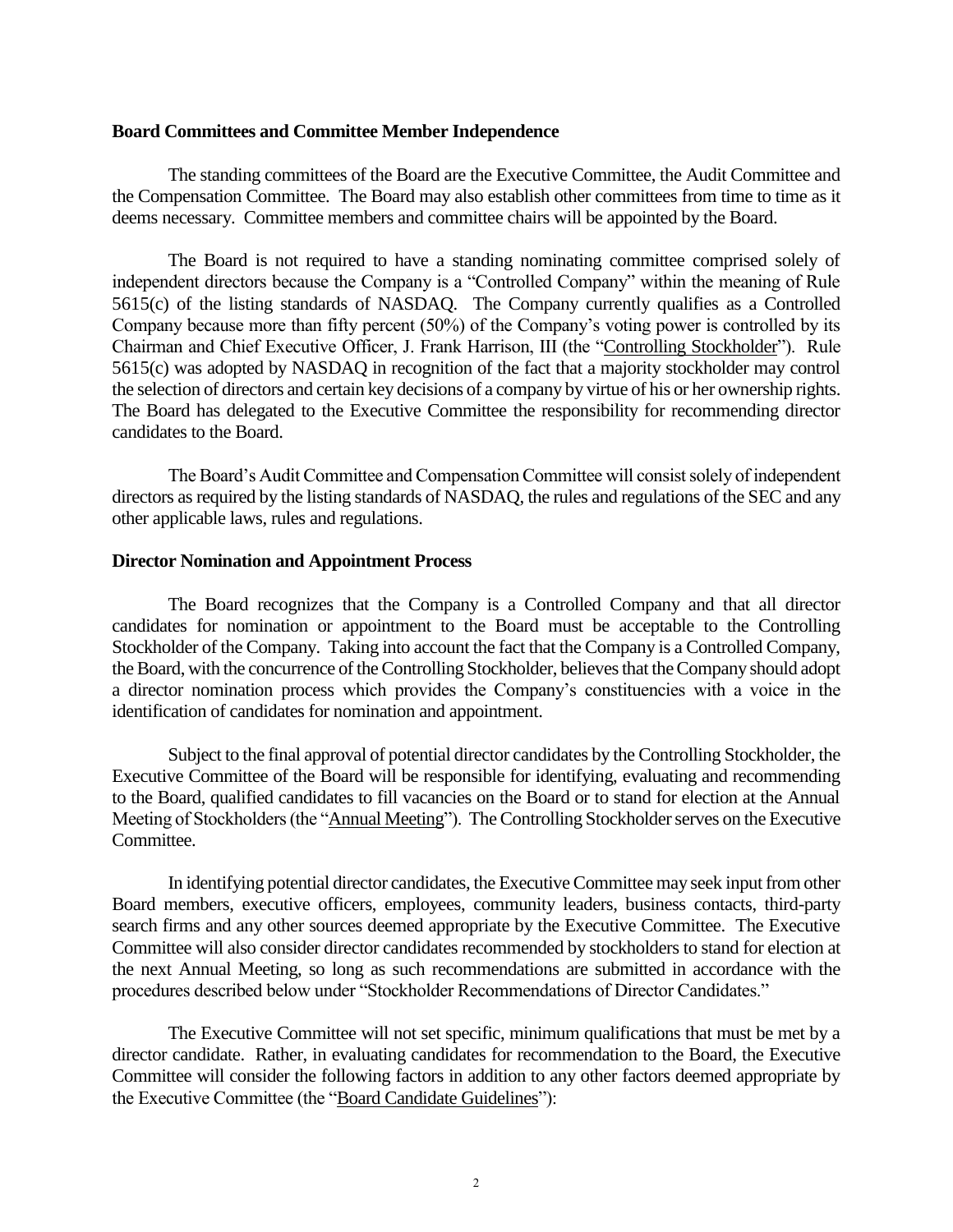**Board Committees and Committee Member Independence**

The standing committees of the Board are the Executive Committee, the Audit Committee and the Compensation Committee. The Board may also establish other committees from time to time as it deems necessary. Committee members and committee chairs will be appointed by the Board.

The Board is not required to have a standing nominating committee comprised solely of independent directors because the Company is a "Controlled Company" within the meaning of Rule 5615(c) of the listing standards of NASDAQ. The Company currently qualifies as a Controlled Company because more than fifty percent (50%) of the Company's voting power is controlled by its Chairman and Chief Executive Officer, J. Frank Harrison, III (the "Controlling Stockholder"). Rule 5615(c) was adopted by NASDAQ in recognition of the fact that a majority stockholder may control the selection of directors and certain key decisions of a company by virtue of his or her ownership rights. The Board has delegated to the Executive Committee the responsibility for recommending director candidates to the Board.

The Board's Audit Committee and Compensation Committee will consist solely of independent directors as required by the listing standards of NASDAQ, the rules and regulations of the SEC and any other applicable laws, rules and regulations.

**Director Nomination and Appointment Process**

The Board recognizes that the Company is a Controlled Company and that all director candidates for nomination or appointment to the Board must be acceptable to the Controlling Stockholder of the Company. Taking into account the fact that the Company is a Controlled Company, the Board, with the concurrence of the Controlling Stockholder, believes that the Company should adopt a director nomination process which provides the Company's constituencies with a voice in the identification of candidates for nomination and appointment.

Subject to the final approval of potential director candidates by the Controlling Stockholder, the Executive Committee of the Board will be responsible for identifying, evaluating and recommending to the Board, qualified candidates to fill vacancies on the Board or to stand for election at the Annual Meeting of Stockholders (the "Annual Meeting"). The Controlling Stockholder serves on the Executive Committee.

In identifying potential director candidates, the Executive Committee may seek input from other Board members, executive officers, employees, community leaders, business contacts, third-party search firms and any other sources deemed appropriate by the Executive Committee. The Executive Committee will also consider director candidates recommended by stockholders to stand for election at the next Annual Meeting, so long as such recommendations are submitted in accordance with the procedures described below under "Stockholder Recommendations of Director Candidates."

The Executive Committee will not set specific, minimum qualifications that must be met by a director candidate. Rather, in evaluating candidates for recommendation to the Board, the Executive Committee will consider the following factors in addition to any other factors deemed appropriate by the Executive Committee (the "Board Candidate Guidelines"):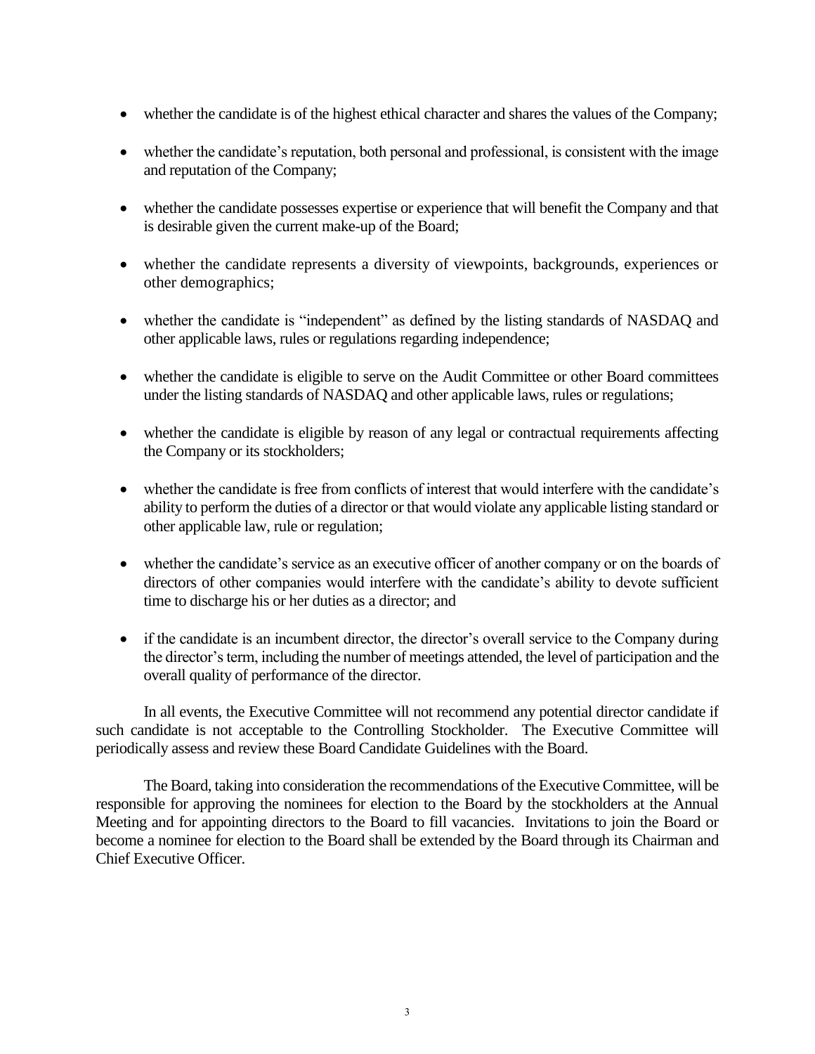- whether the candidate is of the highest ethical character and shares the values of the Company;
- whether the candidate's reputation, both personal and professional, is consistent with the image and reputation of the Company;
- whether the candidate possesses expertise or experience that will benefit the Company and that is desirable given the current make-up of the Board;
- whether the candidate represents a diversity of viewpoints, backgrounds, experiences or other demographics;
- whether the candidate is "independent" as defined by the listing standards of NASDAQ and other applicable laws, rules or regulations regarding independence;
- whether the candidate is eligible to serve on the Audit Committee or other Board committees under the listing standards of NASDAQ and other applicable laws, rules or regulations;
- whether the candidate is eligible by reason of any legal or contractual requirements affecting the Company or its stockholders;
- whether the candidate is free from conflicts of interest that would interfere with the candidate's ability to perform the duties of a director or that would violate any applicable listing standard or other applicable law, rule or regulation;
- whether the candidate's service as an executive officer of another company or on the boards of directors of other companies would interfere with the candidate's ability to devote sufficient time to discharge his or her duties as a director; and
- if the candidate is an incumbent director, the director's overall service to the Company during the director's term, including the number of meetings attended, the level of participation and the overall quality of performance of the director.

In all events, the Executive Committee will not recommend any potential director candidate if such candidate is not acceptable to the Controlling Stockholder. The Executive Committee will periodically assess and review these Board Candidate Guidelines with the Board.

The Board, taking into consideration the recommendations of the Executive Committee, will be responsible for approving the nominees for election to the Board by the stockholders at the Annual Meeting and for appointing directors to the Board to fill vacancies. Invitations to join the Board or become a nominee for election to the Board shall be extended by the Board through its Chairman and Chief Executive Officer.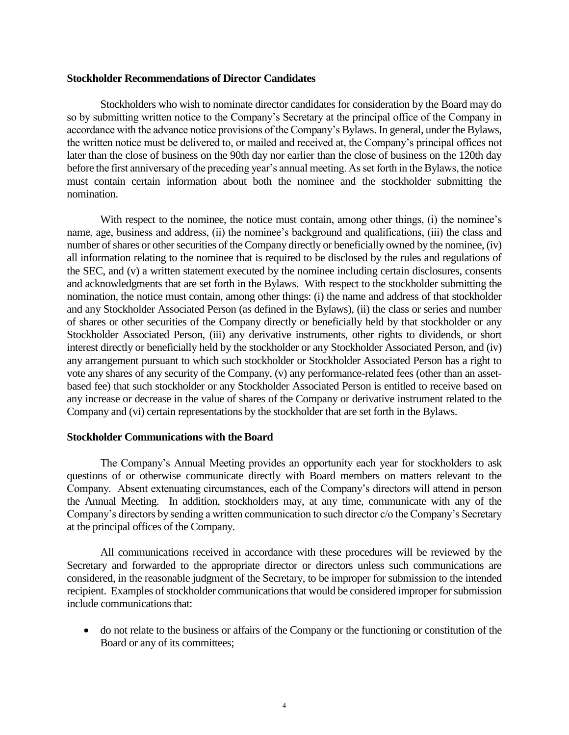**Stockholder Recommendations of Director Candidates**

Stockholders who wish to nominate director candidates for consideration by the Board may do so by submitting written notice to the Company's Secretary at the principal office of the Company in accordance with the advance notice provisions of the Company's Bylaws. In general, under the Bylaws, the written notice must be delivered to, or mailed and received at, the Company's principal offices not later than the close of business on the 90th day nor earlier than the close of business on the 120th day before the first anniversary of the preceding year's annual meeting. As set forth in the Bylaws, the notice must contain certain information about both the nominee and the stockholder submitting the nomination.

With respect to the nominee, the notice must contain, among other things, (i) the nominee's name, age, business and address, (ii) the nominee's background and qualifications, (iii) the class and number of shares or other securities of the Company directly or beneficially owned by the nominee, (iv) all information relating to the nominee that is required to be disclosed by the rules and regulations of the SEC, and (v) a written statement executed by the nominee including certain disclosures, consents and acknowledgments that are set forth in the Bylaws. With respect to the stockholder submitting the nomination, the notice must contain, among other things: (i) the name and address of that stockholder and any Stockholder Associated Person (as defined in the Bylaws), (ii) the class or series and number of shares or other securities of the Company directly or beneficially held by that stockholder or any Stockholder Associated Person, (iii) any derivative instruments, other rights to dividends, or short interest directly or beneficially held by the stockholder or any Stockholder Associated Person, and (iv) any arrangement pursuant to which such stockholder or Stockholder Associated Person has a right to vote any shares of any security of the Company, (v) any performance-related fees (other than an asset-based fee) that such stockholder or any Stockholder Associated Person is entitled to receive based on any increase or decrease in the value of shares of the Company or derivative instrument related to the Company and (vi) certain representations by the stockholder that are set forth in the Bylaws.

**Stockholder Communications with the Board**

The Company's Annual Meeting provides an opportunity each year for stockholders to ask questions of or otherwise communicate directly with Board members on matters relevant to the Company. Absent extenuating circumstances, each of the Company's directors will attend in person the Annual Meeting. In addition, stockholders may, at any time, communicate with any of the Company's directors by sending a written communication to such director c/o the Company's Secretary at the principal offices of the Company.

All communications received in accordance with these procedures will be reviewed by the Secretary and forwarded to the appropriate director or directors unless such communications are considered, in the reasonable judgment of the Secretary, to be improper for submission to the intended recipient. Examples of stockholder communications that would be considered improper for submission include communications that:

- do not relate to the business or affairs of the Company or the functioning or constitution of the Board or any of its committees;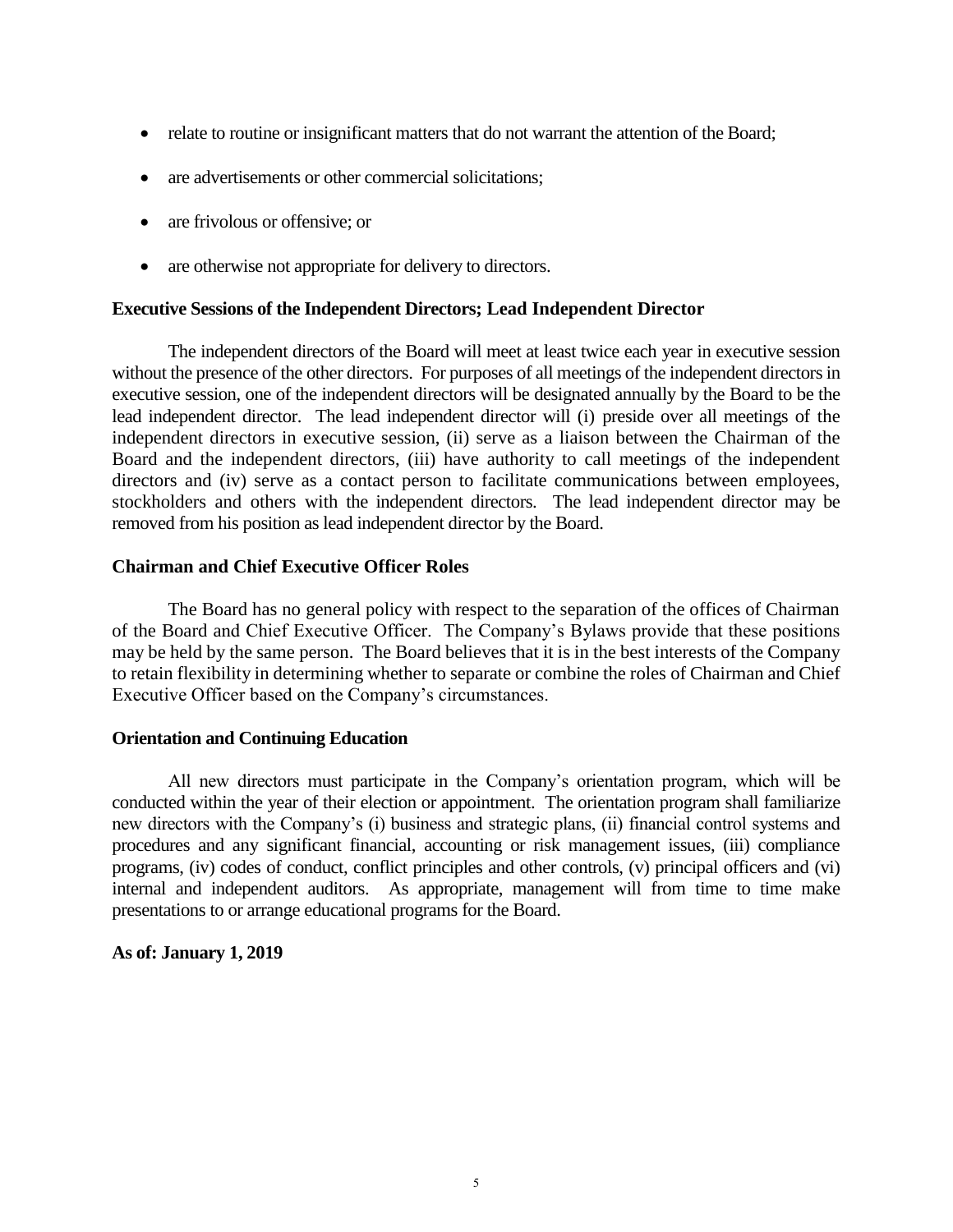- relate to routine or insignificant matters that do not warrant the attention of the Board;
- are advertisements or other commercial solicitations;
- are frivolous or offensive; or
- are otherwise not appropriate for delivery to directors.

**Executive Sessions of the Independent Directors; Lead Independent Director**

The independent directors of the Board will meet at least twice each year in executive session without the presence of the other directors. For purposes of all meetings of the independent directors in executive session, one of the independent directors will be designated annually by the Board to be the lead independent director. The lead independent director will (i) preside over all meetings of the independent directors in executive session, (ii) serve as a liaison between the Chairman of the Board and the independent directors, (iii) have authority to call meetings of the independent directors and (iv) serve as a contact person to facilitate communications between employees, stockholders and others with the independent directors. The lead independent director may be removed from his position as lead independent director by the Board.

**Chairman and Chief Executive Officer Roles**

The Board has no general policy with respect to the separation of the offices of Chairman of the Board and Chief Executive Officer. The Company's Bylaws provide that these positions may be held by the same person. The Board believes that it is in the best interests of the Company to retain flexibility in determining whether to separate or combine the roles of Chairman and Chief Executive Officer based on the Company's circumstances.

**Orientation and Continuing Education**

All new directors must participate in the Company's orientation program, which will be conducted within the year of their election or appointment. The orientation program shall familiarize new directors with the Company's (i) business and strategic plans, (ii) financial control systems and procedures and any significant financial, accounting or risk management issues, (iii) compliance programs, (iv) codes of conduct, conflict principles and other controls, (v) principal officers and (vi) internal and independent auditors. As appropriate, management will from time to time make presentations to or arrange educational programs for the Board.

**As of: January 1, 2019**